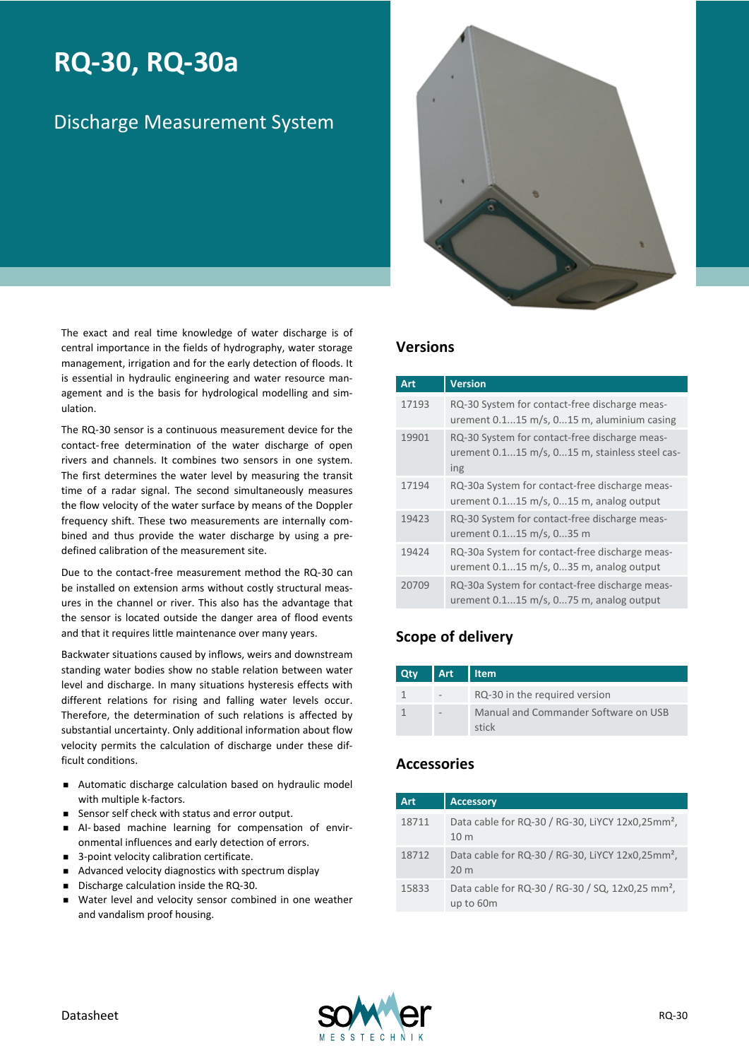# RQ-30, RQ-30a

## Discharge Measurement System

The exact and real time knowledge of water discharge is of central importance in the fields of hydrography, water storage management, irrigation and for the early detection of floods. It is essential in hydraulic engineering and water resource management and is the basis for hydrological modelling and simulation.

The RQ-30 sensor is a continuous measurement device for the contact-free determination of the water discharge of open rivers and channels. It combines two sensors in one system. The first determines the water level by measuring the transit time of a radar signal. The second simultaneously measures the flow velocity of the water surface by means of the Doppler frequency shift. These two measurements are internally combined and thus provide the water discharge by using a predefined calibration of the measurement site.

Due to the contact-free measurement method the RQ-30 can be installed on extension arms without costly structural measures in the channel or river. This also has the advantage that the sensor is located outside the danger area of flood events and that it requires little maintenance over many years.

Backwater situations caused by inflows, weirs and downstream standing water bodies show no stable relation between water level and discharge. In many situations hysteresis effects with different relations for rising and falling water levels occur. Therefore, the determination of such relations is affected by substantial uncertainty. Only additional information about flow velocity permits the calculation of discharge under these difficult conditions.

- Automatic discharge calculation based on hydraulic model with multiple k-factors.
- Sensor self check with status and error output.
- AI-based machine learning for compensation of environmental influences and early detection of errors.
- 3-point velocity calibration certificate.
- Advanced velocity diagnostics with spectrum display
- Discharge calculation inside the RQ-30.
- Water level and velocity sensor combined in one weather and vandalism proof housing.

### Versions

| Art | Version |
|---|---|
| 17193 | RQ-30 System for contact-free discharge measurement 0.1...15 m/s, 0...15 m, aluminium casing |
| 19901 | RQ-30 System for contact-free discharge measurement 0.1...15 m/s, 0...15 m, stainless steel casing |
| 17194 | RQ-30a System for contact-free discharge measurement 0.1...15 m/s, 0...15 m, analog output |
| 19423 | RQ-30 System for contact-free discharge measurement 0.1...15 m/s, 0...35 m |
| 19424 | RQ-30a System for contact-free discharge measurement 0.1...15 m/s, 0...35 m, analog output |
| 20709 | RQ-30a System for contact-free discharge measurement 0.1...15 m/s, 0...75 m, analog output |

### Scope of delivery

| Qty | Art | Item |
|---|---|---|
| 1 | - | RQ-30 in the required version |
| 1 | - | Manual and Commander Software on USB stick |

### Accessories

| Art | Accessory |
|---|---|
| 18711 | Data cable for RQ-30 / RG-30, LiYCY 12x0,25mm², 10 m |
| 18712 | Data cable for RQ-30 / RG-30, LiYCY 12x0,25mm², 20 m |
| 15833 | Data cable for RQ-30 / RG-30 / SQ, 12x0,25 mm², up to 60m |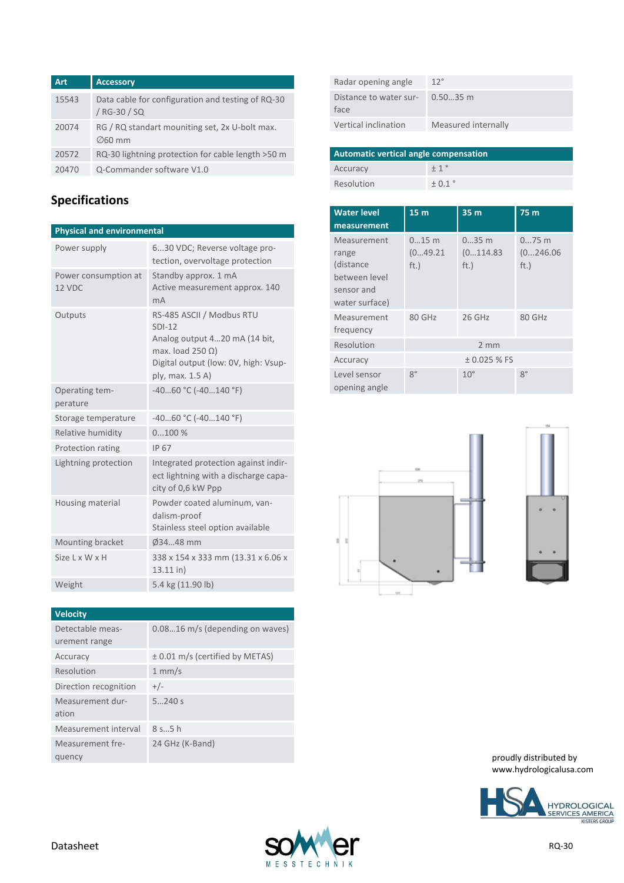| Art | Accessory |
| --- | --- |
| 15543 | Data cable for configuration and testing of RQ-30 / RG-30 / SQ |
| 20074 | RG / RQ standart mounting set, 2x U-bolt max. ∅60 mm |
| 20572 | RQ-30 lightning protection for cable length >50 m |
| 20470 | Q-Commander software V1.0 |

## Specifications

| Physical and environmental | |
| --- | --- |
| Power supply | 6...30 VDC; Reverse voltage protection, overvoltage protection |
| Power consumption at 12 VDC | Standby approx. 1 mA<br>Active measurement approx. 140 mA |
| Outputs | RS-485 ASCII / Modbus RTU<br>SDI-12<br>Analog output 4…20 mA (14 bit, max. load 250 Ω)<br>Digital output (low: 0V, high: Vsupply, max. 1.5 A) |
| Operating temperature | -40…60 °C (-40…140 °F) |
| Storage temperature | -40…60 °C (-40…140 °F) |
| Relative humidity | 0…100 % |
| Protection rating | IP 67 |
| Lightning protection | Integrated protection against indirect lightning with a discharge capacity of 0,6 kW Ppp |
| Housing material | Powder coated aluminum, vandalism-proof<br>Stainless steel option available |
| Mounting bracket | Ø34…48 mm |
| Size L x W x H | 338 x 154 x 333 mm (13.31 x 6.06 x 13.11 in) |
| Weight | 5.4 kg (11.90 lb) |

| Velocity | |
| --- | --- |
| Detectable measurement range | 0.08…16 m/s (depending on waves) |
| Accuracy | ± 0.01 m/s (certified by METAS) |
| Resolution | 1 mm/s |
| Direction recognition | +/- |
| Measurement duration | 5…240 s |
| Measurement interval | 8 s…5 h |
| Measurement frequency | 24 GHz (K-Band) |

| | |
| --- | --- |
| Radar opening angle | 12° |
| Distance to water surface | 0.50…35 m |
| Vertical inclination | Measured internally |

| Automatic vertical angle compensation | |
| --- | --- |
| Accuracy | ± 1 ° |
| Resolution | ± 0.1 ° |

| Water level measurement | 15 m | 35 m | 75 m |
| --- | --- | --- | --- |
| Measurement range (distance between level sensor and water surface) | 0…15 m (0…49.21 ft.) | 0…35 m (0…114.83 ft.) | 0…75 m (0…246.06 ft.) |
| Measurement frequency | 80 GHz | 26 GHz | 80 GHz |
| Resolution | 2 mm | | |
| Accuracy | ± 0.025 % FS | | |
| Level sensor opening angle | 8° | 10° | 8° |

proudly distributed by
www.hydrologicalusa.com

HYDROLOGICAL SERVICES AMERICA
KISTERS GROUP

Datasheet

RQ-30